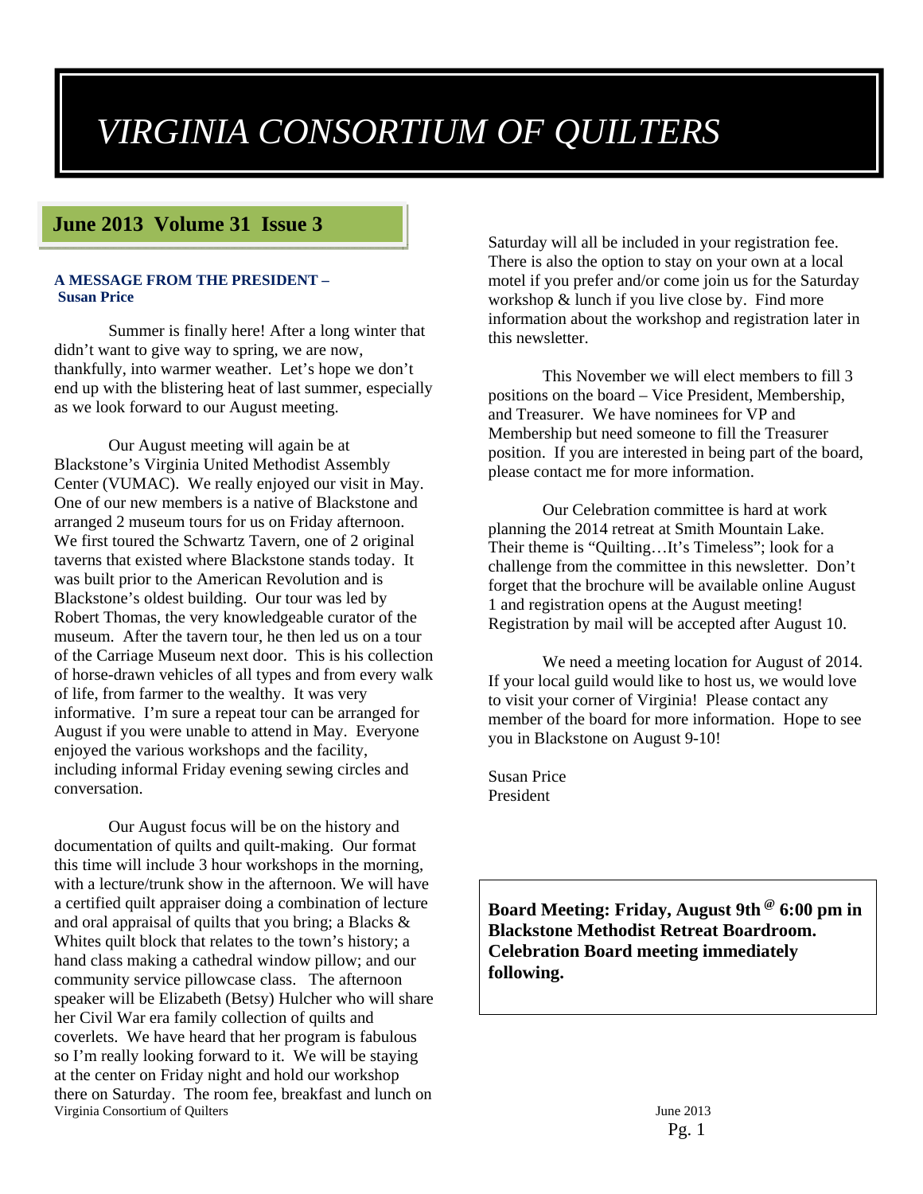# VIRGINIA CONSORTIUM OF QUILTERS

## June 2013 Volume 31 Issue 3

**A MESSAGE FROM THE PRESIDENT – Susan Price**

Summer is finally here! After a long winter that didn't want to give way to spring, we are now, thankfully, into warmer weather. Let's hope we don't end up with the blistering heat of last summer, especially as we look forward to our August meeting.

Our August meeting will again be at Blackstone's Virginia United Methodist Assembly Center (VUMAC). We really enjoyed our visit in May. One of our new members is a native of Blackstone and arranged 2 museum tours for us on Friday afternoon. We first toured the Schwartz Tavern, one of 2 original taverns that existed where Blackstone stands today. It was built prior to the American Revolution and is Blackstone's oldest building. Our tour was led by Robert Thomas, the very knowledgeable curator of the museum. After the tavern tour, he then led us on a tour of the Carriage Museum next door. This is his collection of horse-drawn vehicles of all types and from every walk of life, from farmer to the wealthy. It was very informative. I'm sure a repeat tour can be arranged for August if you were unable to attend in May. Everyone enjoyed the various workshops and the facility, including informal Friday evening sewing circles and conversation.

Our August focus will be on the history and documentation of quilts and quilt-making. Our format this time will include 3 hour workshops in the morning, with a lecture/trunk show in the afternoon. We will have a certified quilt appraiser doing a combination of lecture and oral appraisal of quilts that you bring; a Blacks & Whites quilt block that relates to the town's history; a hand class making a cathedral window pillow; and our community service pillowcase class. The afternoon speaker will be Elizabeth (Betsy) Hulcher who will share her Civil War era family collection of quilts and coverlets. We have heard that her program is fabulous so I'm really looking forward to it. We will be staying at the center on Friday night and hold our workshop there on Saturday. The room fee, breakfast and lunch on Saturday will all be included in your registration fee. There is also the option to stay on your own at a local motel if you prefer and/or come join us for the Saturday workshop & lunch if you live close by. Find more information about the workshop and registration later in this newsletter.

This November we will elect members to fill 3 positions on the board – Vice President, Membership, and Treasurer. We have nominees for VP and Membership but need someone to fill the Treasurer position. If you are interested in being part of the board, please contact me for more information.

Our Celebration committee is hard at work planning the 2014 retreat at Smith Mountain Lake. Their theme is "Quilting…It's Timeless"; look for a challenge from the committee in this newsletter. Don't forget that the brochure will be available online August 1 and registration opens at the August meeting! Registration by mail will be accepted after August 10.

We need a meeting location for August of 2014. If your local guild would like to host us, we would love to visit your corner of Virginia! Please contact any member of the board for more information. Hope to see you in Blackstone on August 9-10!

Susan Price
President

**Board Meeting: Friday, August 9th @ 6:00 pm in Blackstone Methodist Retreat Boardroom. Celebration Board meeting immediately following.**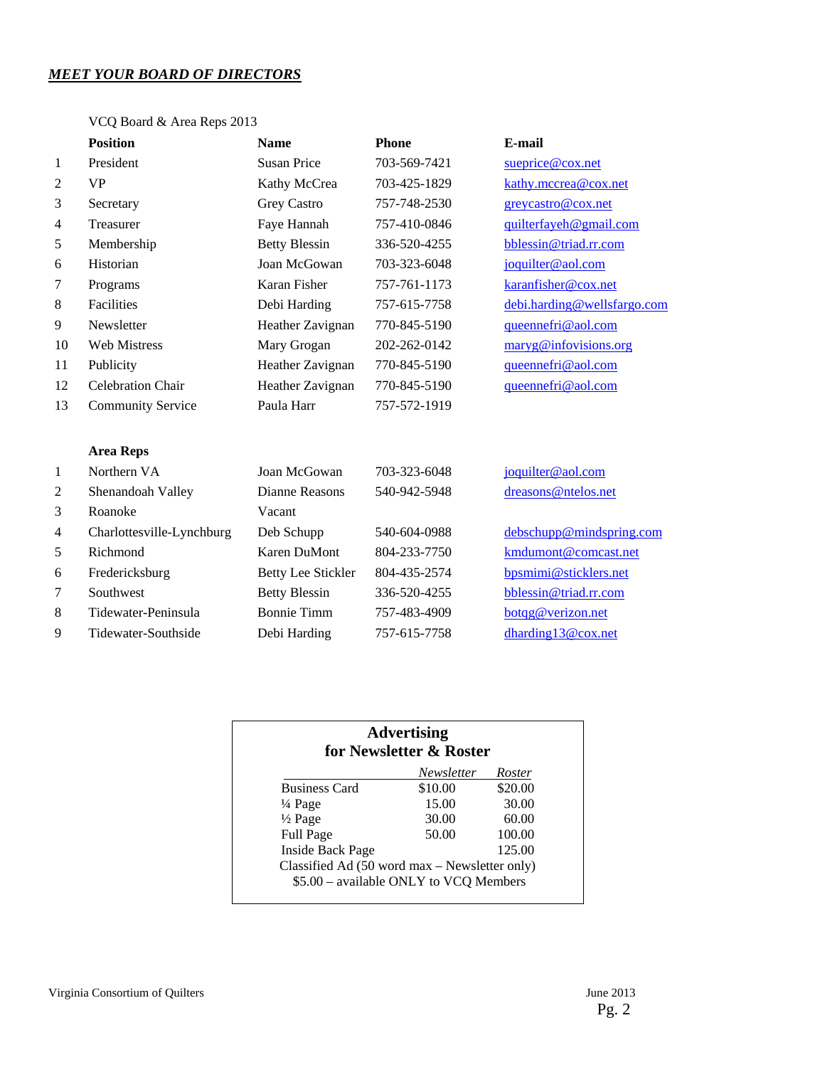## ***MEET YOUR BOARD OF DIRECTORS***

VCQ Board & Area Reps 2013

| | Position | Name | Phone | E-mail |
|---|---|---|---|---|
| 1 | President | Susan Price | 703-569-7421 | sueprice@cox.net |
| 2 | VP | Kathy McCrea | 703-425-1829 | kathy.mccrea@cox.net |
| 3 | Secretary | Grey Castro | 757-748-2530 | greycastro@cox.net |
| 4 | Treasurer | Faye Hannah | 757-410-0846 | quilterfayeh@gmail.com |
| 5 | Membership | Betty Blessin | 336-520-4255 | bblessin@triad.rr.com |
| 6 | Historian | Joan McGowan | 703-323-6048 | joquilter@aol.com |
| 7 | Programs | Karan Fisher | 757-761-1173 | karanfisher@cox.net |
| 8 | Facilities | Debi Harding | 757-615-7758 | debi.harding@wellsfargo.com |
| 9 | Newsletter | Heather Zavignan | 770-845-5190 | queennefri@aol.com |
| 10 | Web Mistress | Mary Grogan | 202-262-0142 | maryg@infovisions.org |
| 11 | Publicity | Heather Zavignan | 770-845-5190 | queennefri@aol.com |
| 12 | Celebration Chair | Heather Zavignan | 770-845-5190 | queennefri@aol.com |
| 13 | Community Service | Paula Harr | 757-572-1919 | |

| | Area Reps | | | |
|---|---|---|---|---|
| 1 | Northern VA | Joan McGowan | 703-323-6048 | joquilter@aol.com |
| 2 | Shenandoah Valley | Dianne Reasons | 540-942-5948 | dreasons@ntelos.net |
| 3 | Roanoke | Vacant | | |
| 4 | Charlottesville-Lynchburg | Deb Schupp | 540-604-0988 | debschupp@mindspring.com |
| 5 | Richmond | Karen DuMont | 804-233-7750 | kmdumont@comcast.net |
| 6 | Fredericksburg | Betty Lee Stickler | 804-435-2574 | bpsmimi@sticklers.net |
| 7 | Southwest | Betty Blessin | 336-520-4255 | bblessin@triad.rr.com |
| 8 | Tidewater-Peninsula | Bonnie Timm | 757-483-4909 | botqg@verizon.net |
| 9 | Tidewater-Southside | Debi Harding | 757-615-7758 | dharding13@cox.net |

### Advertising for Newsletter & Roster

| | *Newsletter* | *Roster* |
|---|---|---|
| Business Card | $10.00 | $20.00 |
| ¼ Page | 15.00 | 30.00 |
| ½ Page | 30.00 | 60.00 |
| Full Page | 50.00 | 100.00 |
| Inside Back Page | | 125.00 |

Classified Ad (50 word max – Newsletter only)
$5.00 – available ONLY to VCQ Members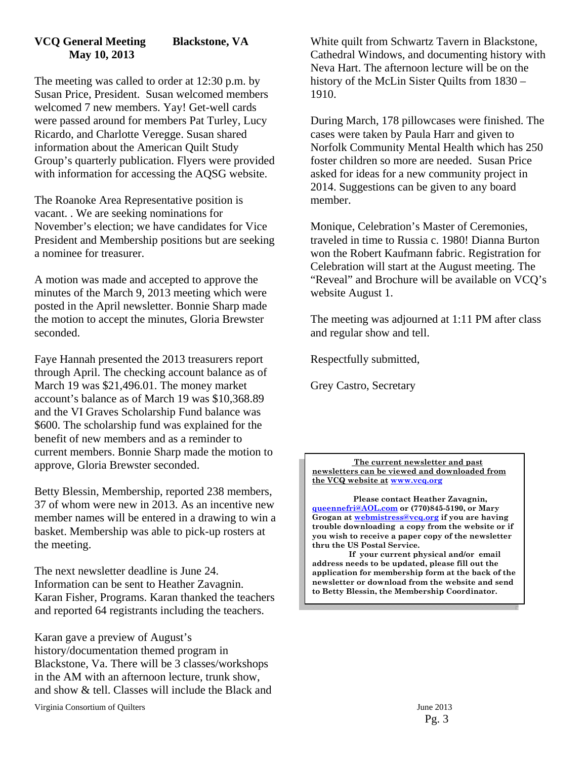**VCQ General Meeting    Blackstone, VA**
**May 10, 2013**

The meeting was called to order at 12:30 p.m. by Susan Price, President. Susan welcomed members welcomed 7 new members. Yay! Get-well cards were passed around for members Pat Turley, Lucy Ricardo, and Charlotte Veregge. Susan shared information about the American Quilt Study Group's quarterly publication. Flyers were provided with information for accessing the AQSG website.

The Roanoke Area Representative position is vacant. . We are seeking nominations for November's election; we have candidates for Vice President and Membership positions but are seeking a nominee for treasurer.

A motion was made and accepted to approve the minutes of the March 9, 2013 meeting which were posted in the April newsletter. Bonnie Sharp made the motion to accept the minutes, Gloria Brewster seconded.

Faye Hannah presented the 2013 treasurers report through April. The checking account balance as of March 19 was $21,496.01. The money market account's balance as of March 19 was $10,368.89 and the VI Graves Scholarship Fund balance was $600. The scholarship fund was explained for the benefit of new members and as a reminder to current members. Bonnie Sharp made the motion to approve, Gloria Brewster seconded.

Betty Blessin, Membership, reported 238 members, 37 of whom were new in 2013. As an incentive new member names will be entered in a drawing to win a basket. Membership was able to pick-up rosters at the meeting.

The next newsletter deadline is June 24. Information can be sent to Heather Zavagnin. Karan Fisher, Programs. Karan thanked the teachers and reported 64 registrants including the teachers.

Karan gave a preview of August's history/documentation themed program in Blackstone, Va. There will be 3 classes/workshops in the AM with an afternoon lecture, trunk show, and show & tell. Classes will include the Black and White quilt from Schwartz Tavern in Blackstone, Cathedral Windows, and documenting history with Neva Hart. The afternoon lecture will be on the history of the McLin Sister Quilts from 1830 – 1910.

During March, 178 pillowcases were finished. The cases were taken by Paula Harr and given to Norfolk Community Mental Health which has 250 foster children so more are needed. Susan Price asked for ideas for a new community project in 2014. Suggestions can be given to any board member.

Monique, Celebration's Master of Ceremonies, traveled in time to Russia c. 1980! Dianna Burton won the Robert Kaufmann fabric. Registration for Celebration will start at the August meeting. The "Reveal" and Brochure will be available on VCQ's website August 1.

The meeting was adjourned at 1:11 PM after class and regular show and tell.

Respectfully submitted,

Grey Castro, Secretary

---

**The current newsletter and past newsletters can be viewed and downloaded from the VCQ website at www.vcq.org**

**Please contact Heather Zavagnin, queennefri@AOL.com or (770)845-5190, or Mary Grogan at webmistress@vcq.org if you are having trouble downloading a copy from the website or if you wish to receive a paper copy of the newsletter thru the US Postal Service.**

**If your current physical and/or email address needs to be updated, please fill out the application for membership form at the back of the newsletter or download from the website and send to Betty Blessin, the Membership Coordinator.**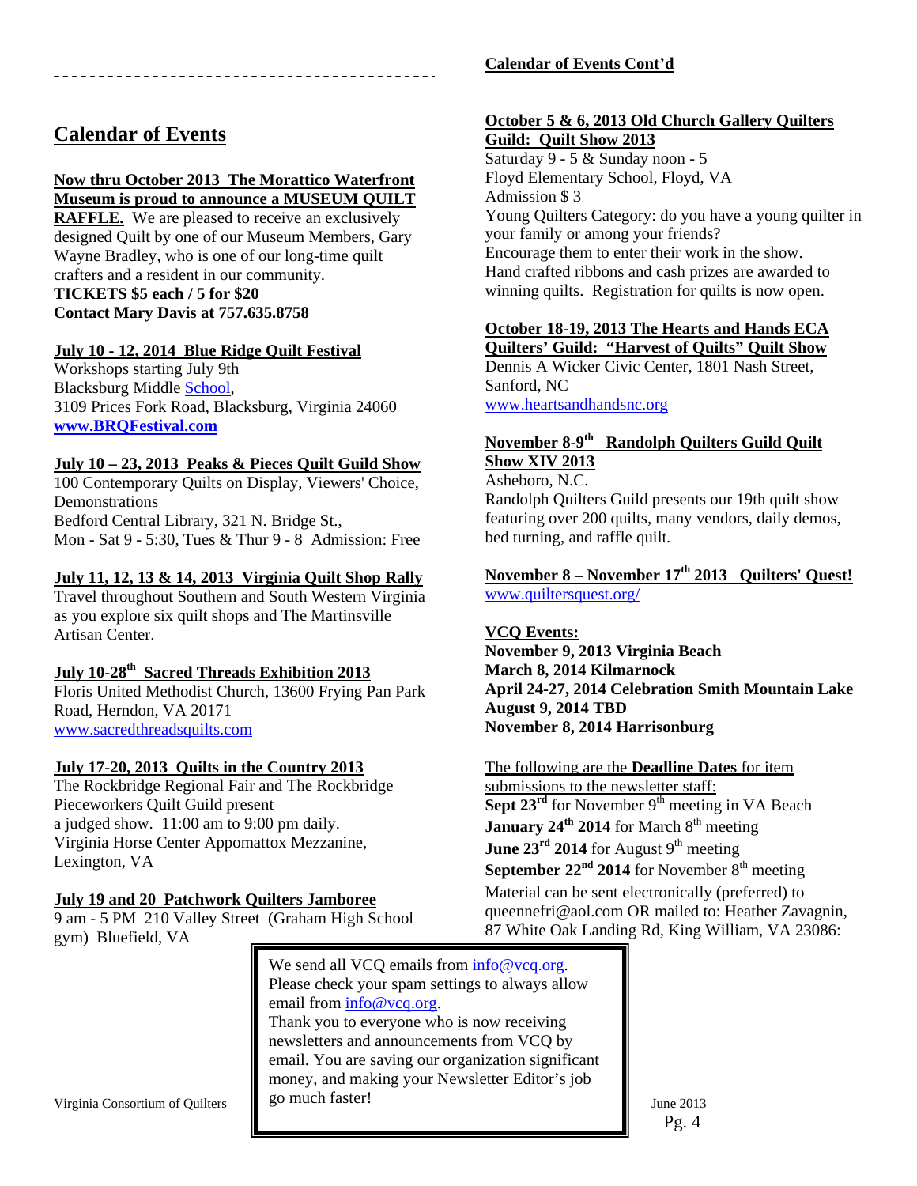## Calendar of Events

**Now thru October 2013 The Morattico Waterfront Museum is proud to announce a MUSEUM QUILT RAFFLE.** We are pleased to receive an exclusively designed Quilt by one of our Museum Members, Gary Wayne Bradley, who is one of our long-time quilt crafters and a resident in our community.
**TICKETS $5 each / 5 for $20**
**Contact Mary Davis at 757.635.8758**

**July 10 - 12, 2014 Blue Ridge Quilt Festival**
Workshops starting July 9th
Blacksburg Middle School,
3109 Prices Fork Road, Blacksburg, Virginia 24060
**www.BRQFestival.com**

**July 10 – 23, 2013 Peaks & Pieces Quilt Guild Show**
100 Contemporary Quilts on Display, Viewers' Choice, Demonstrations
Bedford Central Library, 321 N. Bridge St.,
Mon - Sat 9 - 5:30, Tues & Thur 9 - 8 Admission: Free

**July 11, 12, 13 & 14, 2013 Virginia Quilt Shop Rally**
Travel throughout Southern and South Western Virginia as you explore six quilt shops and The Martinsville Artisan Center.

**July 10-28th Sacred Threads Exhibition 2013**
Floris United Methodist Church, 13600 Frying Pan Park Road, Herndon, VA 20171
www.sacredthreadsquilts.com

**July 17-20, 2013 Quilts in the Country 2013**
The Rockbridge Regional Fair and The Rockbridge Pieceworkers Quilt Guild present
a judged show. 11:00 am to 9:00 pm daily.
Virginia Horse Center Appomattox Mezzanine, Lexington, VA

**July 19 and 20 Patchwork Quilters Jamboree**
9 am - 5 PM 210 Valley Street (Graham High School gym) Bluefield, VA

## Calendar of Events Cont'd

**October 5 & 6, 2013 Old Church Gallery Quilters Guild: Quilt Show 2013**
Saturday 9 - 5 & Sunday noon - 5
Floyd Elementary School, Floyd, VA
Admission $ 3
Young Quilters Category: do you have a young quilter in your family or among your friends?
Encourage them to enter their work in the show.
Hand crafted ribbons and cash prizes are awarded to winning quilts. Registration for quilts is now open.

**October 18-19, 2013 The Hearts and Hands ECA Quilters' Guild: "Harvest of Quilts" Quilt Show**
Dennis A Wicker Civic Center, 1801 Nash Street, Sanford, NC
www.heartsandhandsnc.org

**November 8-9th Randolph Quilters Guild Quilt Show XIV 2013**
Asheboro, N.C.
Randolph Quilters Guild presents our 19th quilt show featuring over 200 quilts, many vendors, daily demos, bed turning, and raffle quilt.

**November 8 – November 17th 2013 Quilters' Quest!**
www.quiltersquest.org/

**VCQ Events:**
**November 9, 2013 Virginia Beach**
**March 8, 2014 Kilmarnock**
**April 24-27, 2014 Celebration Smith Mountain Lake**
**August 9, 2014 TBD**
**November 8, 2014 Harrisonburg**

The following are the **Deadline Dates** for item submissions to the newsletter staff:
**Sept 23rd** for November 9th meeting in VA Beach
**January 24th 2014** for March 8th meeting
**June 23rd 2014** for August 9th meeting
**September 22nd 2014** for November 8th meeting
Material can be sent electronically (preferred) to queennefri@aol.com OR mailed to: Heather Zavagnin, 87 White Oak Landing Rd, King William, VA 23086:

We send all VCQ emails from info@vcq.org. Please check your spam settings to always allow email from info@vcq.org.
Thank you to everyone who is now receiving newsletters and announcements from VCQ by email. You are saving our organization significant money, and making your Newsletter Editor's job go much faster!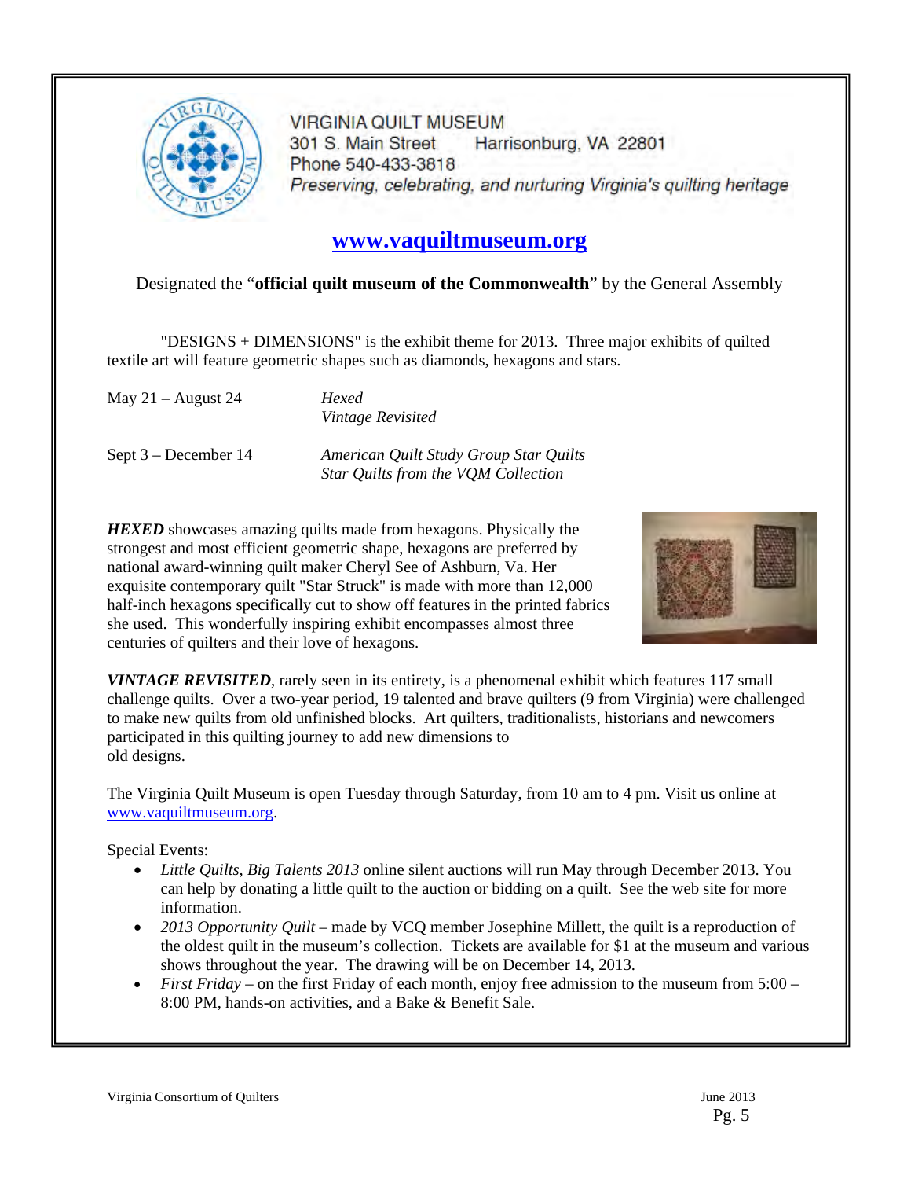VIRGINIA QUILT MUSEUM
301 S. Main Street Harrisonburg, VA 22801
Phone 540-433-3818
*Preserving, celebrating, and nurturing Virginia's quilting heritage*

## [www.vaquiltmuseum.org](http://www.vaquiltmuseum.org)

Designated the "**official quilt museum of the Commonwealth**" by the General Assembly

"DESIGNS + DIMENSIONS" is the exhibit theme for 2013. Three major exhibits of quilted textile art will feature geometric shapes such as diamonds, hexagons and stars.

| | |
|---|---|
| May 21 – August 24 | *Hexed*<br>*Vintage Revisited* |
| Sept 3 – December 14 | *American Quilt Study Group Star Quilts*<br>*Star Quilts from the VQM Collection* |

***HEXED*** showcases amazing quilts made from hexagons. Physically the strongest and most efficient geometric shape, hexagons are preferred by national award-winning quilt maker Cheryl See of Ashburn, Va. Her exquisite contemporary quilt "Star Struck" is made with more than 12,000 half-inch hexagons specifically cut to show off features in the printed fabrics she used. This wonderfully inspiring exhibit encompasses almost three centuries of quilters and their love of hexagons.

***VINTAGE REVISITED***, rarely seen in its entirety, is a phenomenal exhibit which features 117 small challenge quilts. Over a two-year period, 19 talented and brave quilters (9 from Virginia) were challenged to make new quilts from old unfinished blocks. Art quilters, traditionalists, historians and newcomers participated in this quilting journey to add new dimensions to old designs.

The Virginia Quilt Museum is open Tuesday through Saturday, from 10 am to 4 pm. Visit us online at [www.vaquiltmuseum.org](http://www.vaquiltmuseum.org).

Special Events:

- *Little Quilts, Big Talents 2013* online silent auctions will run May through December 2013. You can help by donating a little quilt to the auction or bidding on a quilt. See the web site for more information.
- *2013 Opportunity Quilt* – made by VCQ member Josephine Millett, the quilt is a reproduction of the oldest quilt in the museum's collection. Tickets are available for $1 at the museum and various shows throughout the year. The drawing will be on December 14, 2013.
- *First Friday* – on the first Friday of each month, enjoy free admission to the museum from 5:00 – 8:00 PM, hands-on activities, and a Bake & Benefit Sale.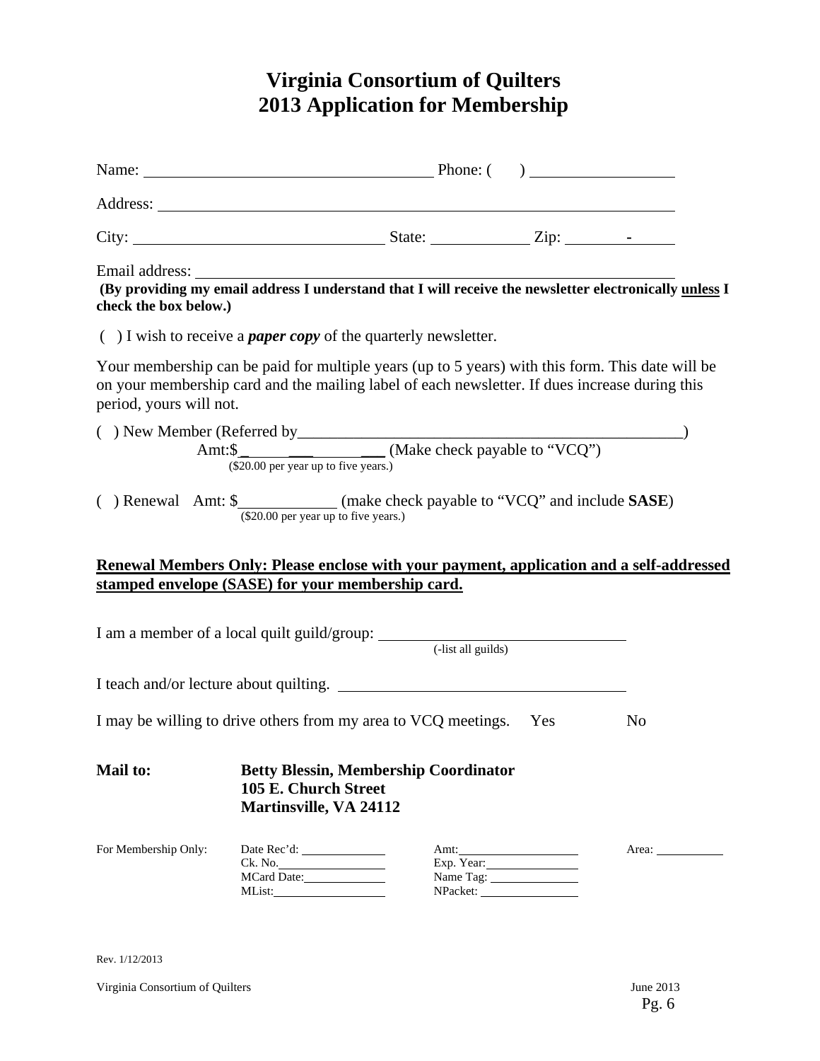# Virginia Consortium of Quilters
# 2013 Application for Membership

Name: ______________________________ Phone: (     ) ______________

Address: ______________________________________________________

City: __________________________ State: __________ Zip: _______-_____

Email address: _________________________________________________

**(By providing my email address I understand that I will receive the newsletter electronically <u>unless</u> I check the box below.)**

(  ) I wish to receive a ***paper copy*** of the quarterly newsletter.

Your membership can be paid for multiple years (up to 5 years) with this form. This date will be on your membership card and the mailing label of each newsletter. If dues increase during this period, yours will not.

(  ) New Member (Referred by_____________________________________________)

Amt:$ ____________________ (Make check payable to "VCQ")
($20.00 per year up to five years.)

(  ) Renewal   Amt: $____________ (make check payable to "VCQ" and include **SASE**)
($20.00 per year up to five years.)

**<u>Renewal Members Only: Please enclose with your payment, application and a self-addressed stamped envelope (SASE) for your membership card.</u>**

I am a member of a local quilt guild/group: ______________________________
(-list all guilds)

I teach and/or lecture about quilting. __________________________________

I may be willing to drive others from my area to VCQ meetings.   Yes   No

**Mail to:** **Betty Blessin, Membership Coordinator**
**105 E. Church Street**
**Martinsville, VA 24112**

| For Membership Only: | Date Rec'd: ________ | Amt: ________ | Area: ________ |
|---|---|---|---|
| | Ck. No. ________ | Exp. Year: ________ | |
| | MCard Date: ________ | Name Tag: ________ | |
| | MList: ________ | NPacket: ________ | |

Rev. 1/12/2013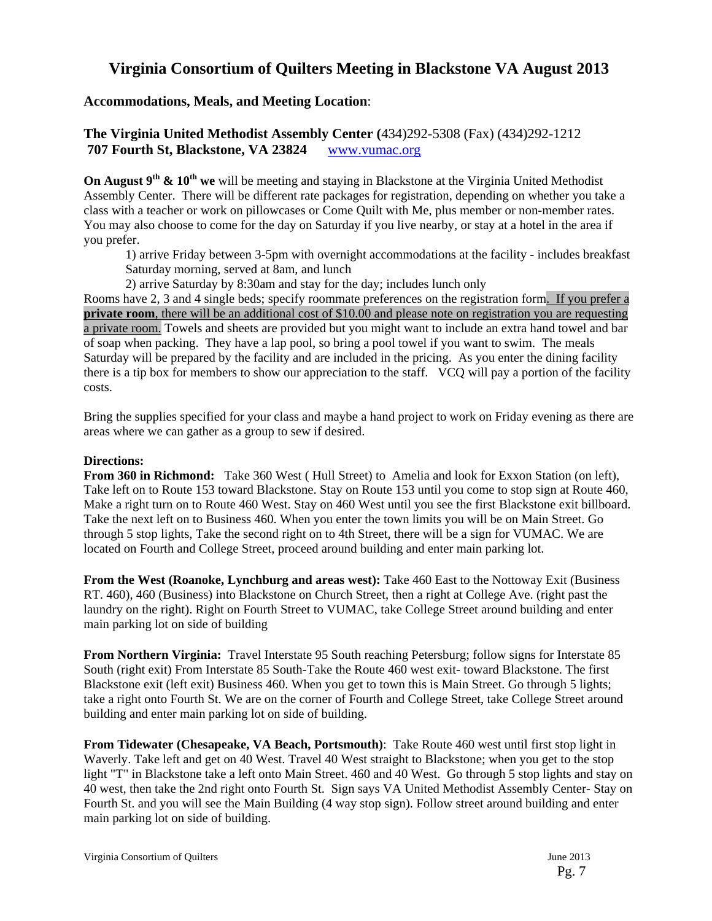# Virginia Consortium of Quilters Meeting in Blackstone VA August 2013

### **Accommodations, Meals, and Meeting Location**:

### **The Virginia United Methodist Assembly Center (**434)292-5308 (Fax) (434)292-1212 **707 Fourth St, Blackstone, VA 23824** www.vumac.org

**On August 9th & 10th we** will be meeting and staying in Blackstone at the Virginia United Methodist Assembly Center. There will be different rate packages for registration, depending on whether you take a class with a teacher or work on pillowcases or Come Quilt with Me, plus member or non-member rates. You may also choose to come for the day on Saturday if you live nearby, or stay at a hotel in the area if you prefer.

1) arrive Friday between 3-5pm with overnight accommodations at the facility - includes breakfast Saturday morning, served at 8am, and lunch

2) arrive Saturday by 8:30am and stay for the day; includes lunch only

Rooms have 2, 3 and 4 single beds; specify roommate preferences on the registration form. If you prefer a **private room**, there will be an additional cost of $10.00 and please note on registration you are requesting a private room. Towels and sheets are provided but you might want to include an extra hand towel and bar of soap when packing. They have a lap pool, so bring a pool towel if you want to swim. The meals Saturday will be prepared by the facility and are included in the pricing. As you enter the dining facility there is a tip box for members to show our appreciation to the staff. VCQ will pay a portion of the facility costs.

Bring the supplies specified for your class and maybe a hand project to work on Friday evening as there are areas where we can gather as a group to sew if desired.

**Directions:**

**From 360 in Richmond:** Take 360 West ( Hull Street) to Amelia and look for Exxon Station (on left), Take left on to Route 153 toward Blackstone. Stay on Route 153 until you come to stop sign at Route 460, Make a right turn on to Route 460 West. Stay on 460 West until you see the first Blackstone exit billboard. Take the next left on to Business 460. When you enter the town limits you will be on Main Street. Go through 5 stop lights, Take the second right on to 4th Street, there will be a sign for VUMAC. We are located on Fourth and College Street, proceed around building and enter main parking lot.

**From the West (Roanoke, Lynchburg and areas west):** Take 460 East to the Nottoway Exit (Business RT. 460), 460 (Business) into Blackstone on Church Street, then a right at College Ave. (right past the laundry on the right). Right on Fourth Street to VUMAC, take College Street around building and enter main parking lot on side of building

**From Northern Virginia:** Travel Interstate 95 South reaching Petersburg; follow signs for Interstate 85 South (right exit) From Interstate 85 South-Take the Route 460 west exit- toward Blackstone. The first Blackstone exit (left exit) Business 460. When you get to town this is Main Street. Go through 5 lights; take a right onto Fourth St. We are on the corner of Fourth and College Street, take College Street around building and enter main parking lot on side of building.

**From Tidewater (Chesapeake, VA Beach, Portsmouth)**: Take Route 460 west until first stop light in Waverly. Take left and get on 40 West. Travel 40 West straight to Blackstone; when you get to the stop light "T" in Blackstone take a left onto Main Street. 460 and 40 West. Go through 5 stop lights and stay on 40 west, then take the 2nd right onto Fourth St. Sign says VA United Methodist Assembly Center- Stay on Fourth St. and you will see the Main Building (4 way stop sign). Follow street around building and enter main parking lot on side of building.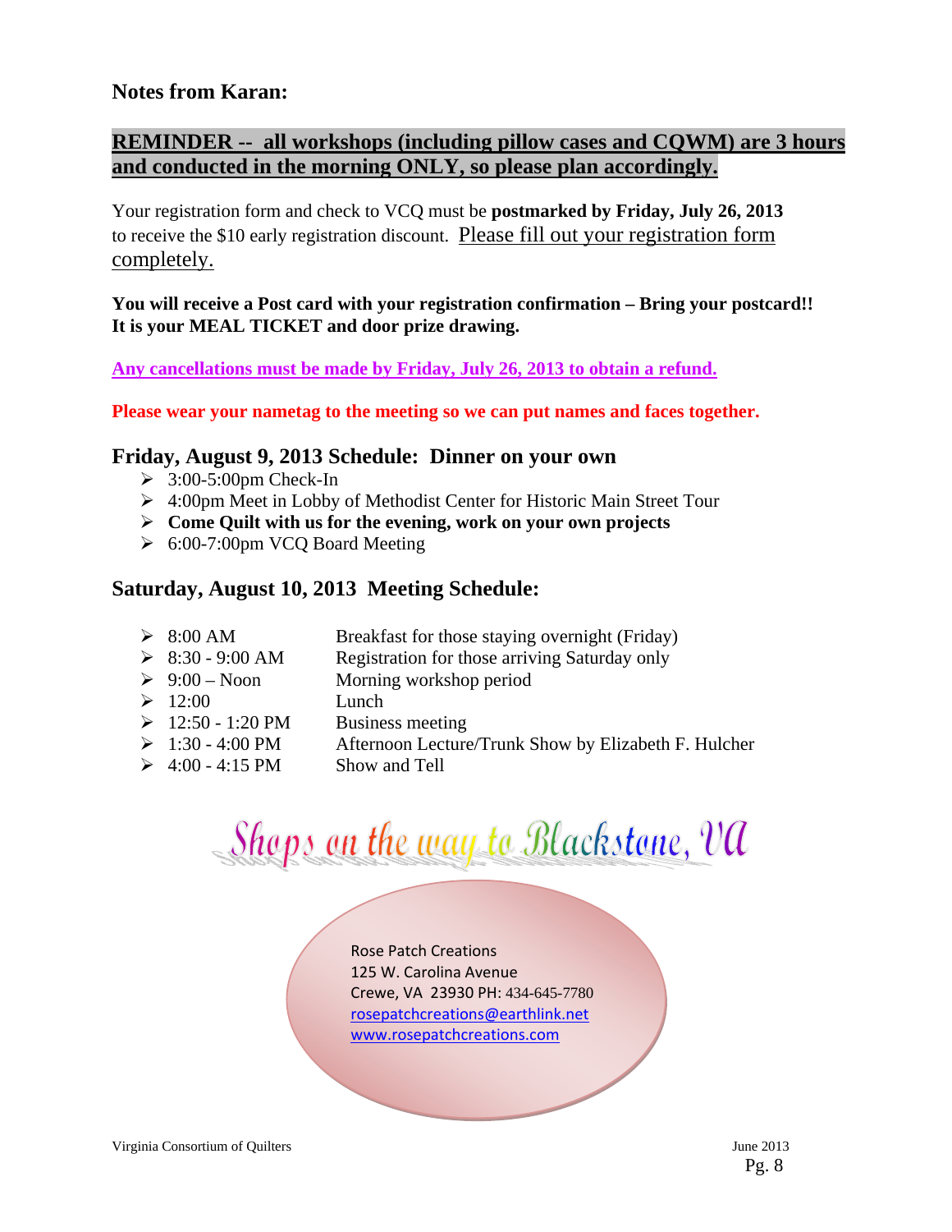## Notes from Karan:

**REMINDER -- all workshops (including pillow cases and CQWM) are 3 hours and conducted in the morning ONLY, so please plan accordingly.**

Your registration form and check to VCQ must be **postmarked by Friday, July 26, 2013** to receive the $10 early registration discount. Please fill out your registration form completely.

**You will receive a Post card with your registration confirmation – Bring your postcard!! It is your MEAL TICKET and door prize drawing.**

**Any cancellations must be made by Friday, July 26, 2013 to obtain a refund.**

**Please wear your nametag to the meeting so we can put names and faces together.**

### Friday, August 9, 2013 Schedule: Dinner on your own

- 3:00-5:00pm Check-In
- 4:00pm Meet in Lobby of Methodist Center for Historic Main Street Tour
- **Come Quilt with us for the evening, work on your own projects**
- 6:00-7:00pm VCQ Board Meeting

### Saturday, August 10, 2013 Meeting Schedule:

- 8:00 AM — Breakfast for those staying overnight (Friday)
- 8:30 - 9:00 AM — Registration for those arriving Saturday only
- 9:00 – Noon — Morning workshop period
- 12:00 — Lunch
- 12:50 - 1:20 PM — Business meeting
- 1:30 - 4:00 PM — Afternoon Lecture/Trunk Show by Elizabeth F. Hulcher
- 4:00 - 4:15 PM — Show and Tell

## Shops on the way to Blackstone, VA

Rose Patch Creations
125 W. Carolina Avenue
Crewe, VA 23930 PH: 434-645-7780
rosepatchcreations@earthlink.net
www.rosepatchcreations.com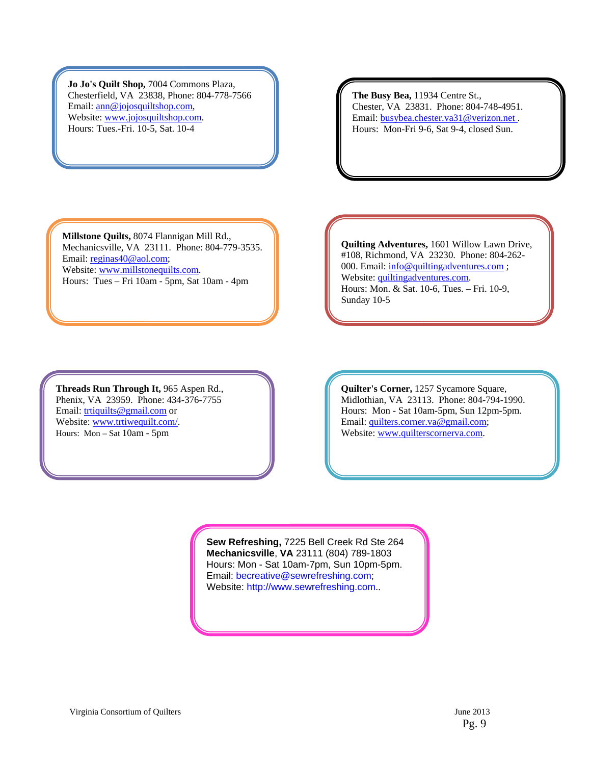**Jo Jo's Quilt Shop,** 7004 Commons Plaza, Chesterfield, VA 23838, Phone: 804-778-7566
Email: ann@jojosquiltshop.com,
Website: www.jojosquiltshop.com.
Hours: Tues.-Fri. 10-5, Sat. 10-4

**The Busy Bea,** 11934 Centre St., Chester, VA 23831. Phone: 804-748-4951.
Email: busybea.chester.va31@verizon.net .
Hours: Mon-Fri 9-6, Sat 9-4, closed Sun.

**Millstone Quilts,** 8074 Flannigan Mill Rd., Mechanicsville, VA 23111. Phone: 804-779-3535.
Email: reginas40@aol.com;
Website: www.millstonequilts.com.
Hours: Tues – Fri 10am - 5pm, Sat 10am - 4pm

**Quilting Adventures,** 1601 Willow Lawn Drive, #108, Richmond, VA 23230. Phone: 804-262-000. Email: info@quiltingadventures.com ;
Website: quiltingadventures.com.
Hours: Mon. & Sat. 10-6, Tues. – Fri. 10-9, Sunday 10-5

**Threads Run Through It,** 965 Aspen Rd., Phenix, VA 23959. Phone: 434-376-7755
Email: trtiquilts@gmail.com or
Website: www.trtiwequilt.com/.
Hours: Mon – Sat 10am - 5pm

**Quilter's Corner,** 1257 Sycamore Square, Midlothian, VA 23113. Phone: 804-794-1990.
Hours: Mon - Sat 10am-5pm, Sun 12pm-5pm.
Email: quilters.corner.va@gmail.com;
Website: www.quilterscornerva.com.

**Sew Refreshing,** 7225 Bell Creek Rd Ste 264
**Mechanicsville**, **VA** 23111 (804) 789-1803
Hours: Mon - Sat 10am-7pm, Sun 10pm-5pm.
Email: becreative@sewrefreshing.com;
Website: http://www.sewrefreshing.com..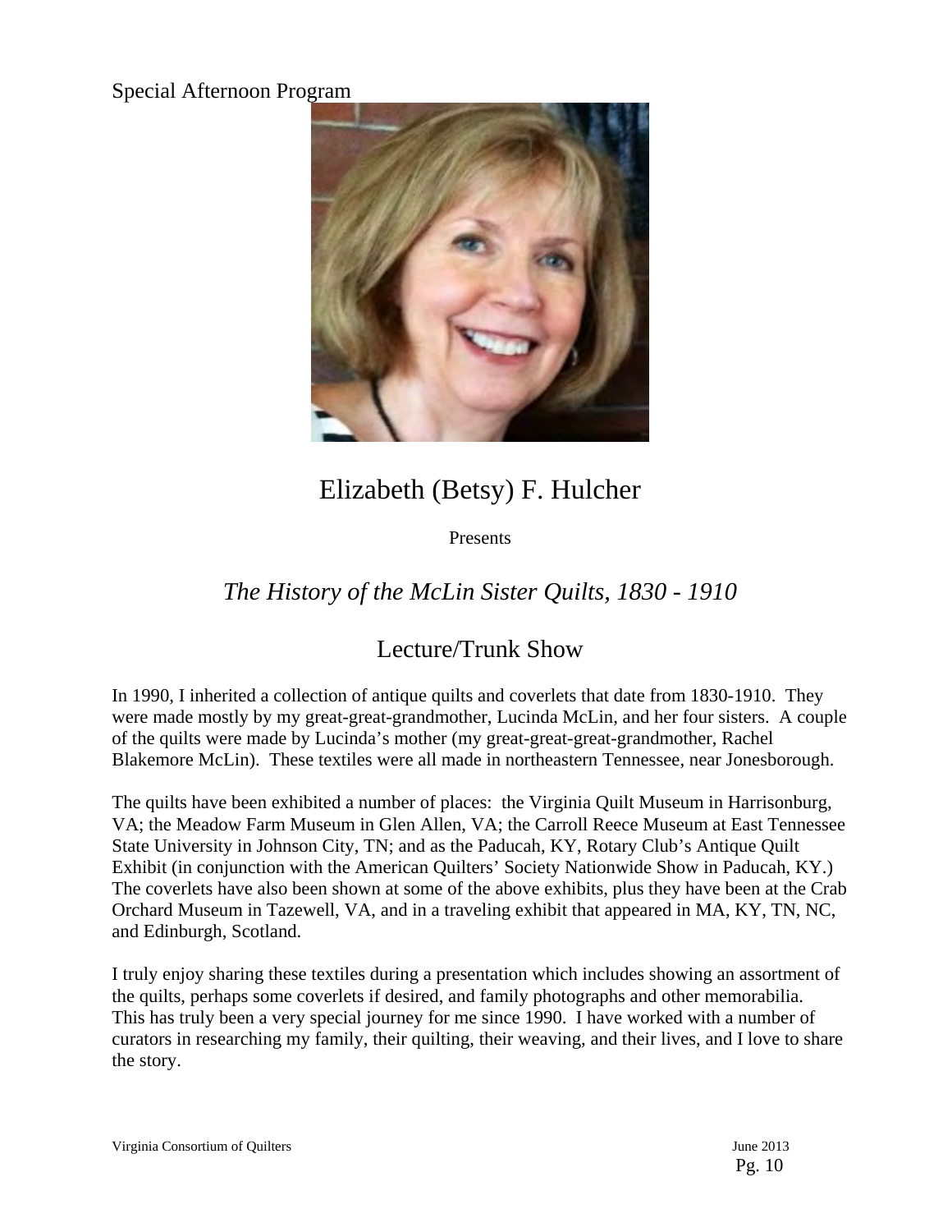Special Afternoon Program

# Elizabeth (Betsy) F. Hulcher

Presents

## *The History of the McLin Sister Quilts, 1830 - 1910*

## Lecture/Trunk Show

In 1990, I inherited a collection of antique quilts and coverlets that date from 1830-1910. They were made mostly by my great-great-grandmother, Lucinda McLin, and her four sisters. A couple of the quilts were made by Lucinda's mother (my great-great-great-grandmother, Rachel Blakemore McLin). These textiles were all made in northeastern Tennessee, near Jonesborough.

The quilts have been exhibited a number of places: the Virginia Quilt Museum in Harrisonburg, VA; the Meadow Farm Museum in Glen Allen, VA; the Carroll Reece Museum at East Tennessee State University in Johnson City, TN; and as the Paducah, KY, Rotary Club's Antique Quilt Exhibit (in conjunction with the American Quilters' Society Nationwide Show in Paducah, KY.) The coverlets have also been shown at some of the above exhibits, plus they have been at the Crab Orchard Museum in Tazewell, VA, and in a traveling exhibit that appeared in MA, KY, TN, NC, and Edinburgh, Scotland.

I truly enjoy sharing these textiles during a presentation which includes showing an assortment of the quilts, perhaps some coverlets if desired, and family photographs and other memorabilia. This has truly been a very special journey for me since 1990. I have worked with a number of curators in researching my family, their quilting, their weaving, and their lives, and I love to share the story.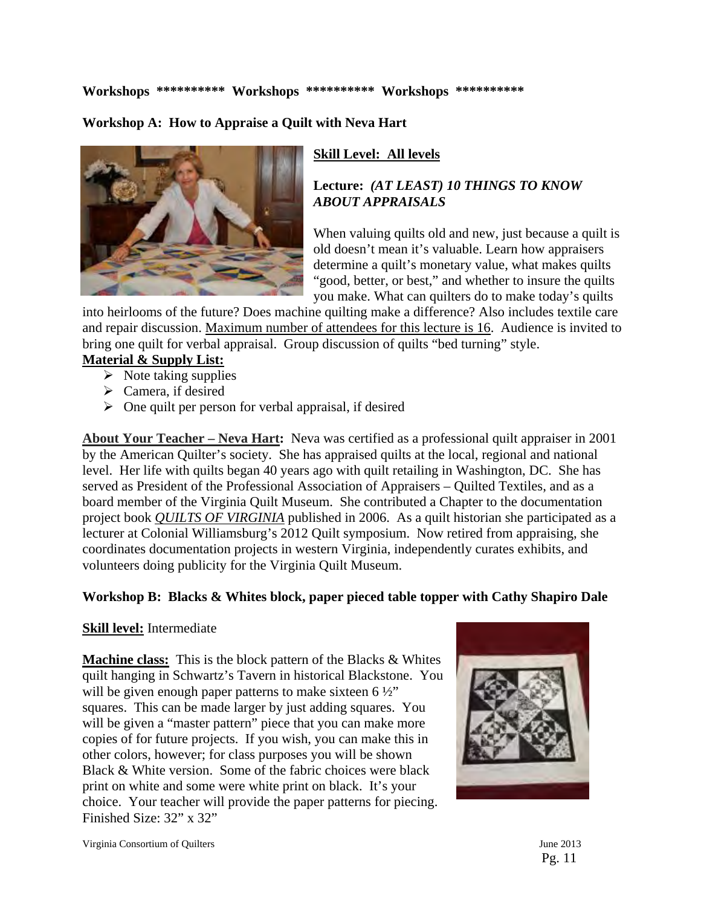**Workshops \*\*\*\*\*\*\*\*\*\* Workshops \*\*\*\*\*\*\*\*\*\* Workshops \*\*\*\*\*\*\*\*\*\***

## Workshop A: How to Appraise a Quilt with Neva Hart

**Skill Level: All levels**

**Lecture: *(AT LEAST) 10 THINGS TO KNOW ABOUT APPRAISALS***

When valuing quilts old and new, just because a quilt is old doesn't mean it's valuable. Learn how appraisers determine a quilt's monetary value, what makes quilts "good, better, or best," and whether to insure the quilts you make. What can quilters do to make today's quilts into heirlooms of the future? Does machine quilting make a difference? Also includes textile care and repair discussion. Maximum number of attendees for this lecture is 16. Audience is invited to bring one quilt for verbal appraisal. Group discussion of quilts "bed turning" style.

**Material & Supply List:**

- Note taking supplies
- Camera, if desired
- One quilt per person for verbal appraisal, if desired

**About Your Teacher – Neva Hart:** Neva was certified as a professional quilt appraiser in 2001 by the American Quilter's society. She has appraised quilts at the local, regional and national level. Her life with quilts began 40 years ago with quilt retailing in Washington, DC. She has served as President of the Professional Association of Appraisers – Quilted Textiles, and as a board member of the Virginia Quilt Museum. She contributed a Chapter to the documentation project book *QUILTS OF VIRGINIA* published in 2006. As a quilt historian she participated as a lecturer at Colonial Williamsburg's 2012 Quilt symposium. Now retired from appraising, she coordinates documentation projects in western Virginia, independently curates exhibits, and volunteers doing publicity for the Virginia Quilt Museum.

## Workshop B: Blacks & Whites block, paper pieced table topper with Cathy Shapiro Dale

**Skill level:** Intermediate

**Machine class:** This is the block pattern of the Blacks & Whites quilt hanging in Schwartz's Tavern in historical Blackstone. You will be given enough paper patterns to make sixteen 6 ½" squares. This can be made larger by just adding squares. You will be given a "master pattern" piece that you can make more copies of for future projects. If you wish, you can make this in other colors, however; for class purposes you will be shown Black & White version. Some of the fabric choices were black print on white and some were white print on black. It's your choice. Your teacher will provide the paper patterns for piecing. Finished Size: 32" x 32"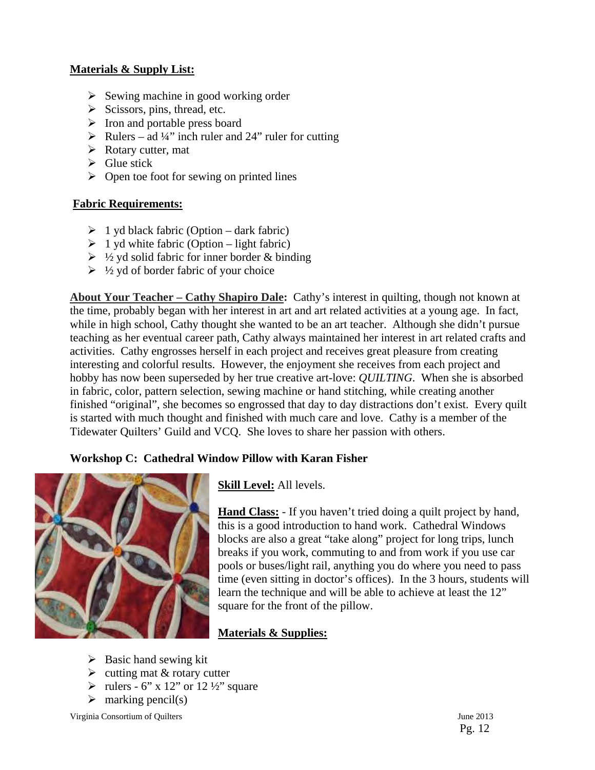**Materials & Supply List:**

- Sewing machine in good working order
- Scissors, pins, thread, etc.
- Iron and portable press board
- Rulers – ad ¼" inch ruler and 24" ruler for cutting
- Rotary cutter, mat
- Glue stick
- Open toe foot for sewing on printed lines

**Fabric Requirements:**

- 1 yd black fabric (Option – dark fabric)
- 1 yd white fabric (Option – light fabric)
- ½ yd solid fabric for inner border & binding
- ½ yd of border fabric of your choice

**About Your Teacher – Cathy Shapiro Dale:** Cathy's interest in quilting, though not known at the time, probably began with her interest in art and art related activities at a young age. In fact, while in high school, Cathy thought she wanted to be an art teacher. Although she didn't pursue teaching as her eventual career path, Cathy always maintained her interest in art related crafts and activities. Cathy engrosses herself in each project and receives great pleasure from creating interesting and colorful results. However, the enjoyment she receives from each project and hobby has now been superseded by her true creative art-love: *QUILTING*. When she is absorbed in fabric, color, pattern selection, sewing machine or hand stitching, while creating another finished "original", she becomes so engrossed that day to day distractions don't exist. Every quilt is started with much thought and finished with much care and love. Cathy is a member of the Tidewater Quilters' Guild and VCQ. She loves to share her passion with others.

**Workshop C: Cathedral Window Pillow with Karan Fisher**

**Skill Level:** All levels.

**Hand Class:** - If you haven't tried doing a quilt project by hand, this is a good introduction to hand work. Cathedral Windows blocks are also a great "take along" project for long trips, lunch breaks if you work, commuting to and from work if you use car pools or buses/light rail, anything you do where you need to pass time (even sitting in doctor's offices). In the 3 hours, students will learn the technique and will be able to achieve at least the 12" square for the front of the pillow.

**Materials & Supplies:**

- Basic hand sewing kit
- cutting mat & rotary cutter
- rulers - 6" x 12" or 12 ½" square
- marking pencil(s)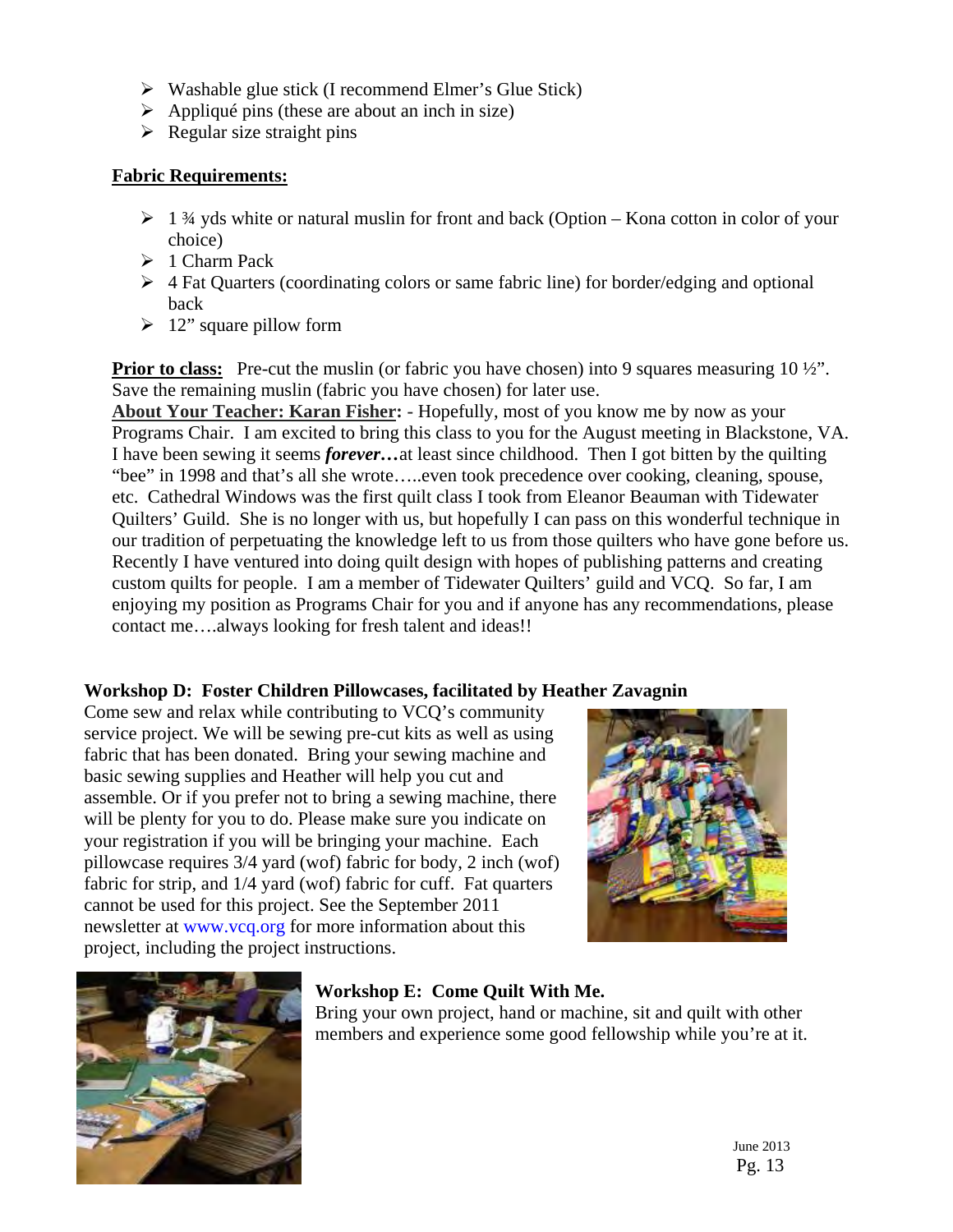- Washable glue stick (I recommend Elmer's Glue Stick)
- Appliqué pins (these are about an inch in size)
- Regular size straight pins

**Fabric Requirements:**

- 1 ¾ yds white or natural muslin for front and back (Option – Kona cotton in color of your choice)
- 1 Charm Pack
- 4 Fat Quarters (coordinating colors or same fabric line) for border/edging and optional back
- 12" square pillow form

**Prior to class:** Pre-cut the muslin (or fabric you have chosen) into 9 squares measuring 10 ½". Save the remaining muslin (fabric you have chosen) for later use.

**About Your Teacher: Karan Fisher:** - Hopefully, most of you know me by now as your Programs Chair. I am excited to bring this class to you for the August meeting in Blackstone, VA. I have been sewing it seems ***forever…***at least since childhood. Then I got bitten by the quilting "bee" in 1998 and that's all she wrote…..even took precedence over cooking, cleaning, spouse, etc. Cathedral Windows was the first quilt class I took from Eleanor Beauman with Tidewater Quilters' Guild. She is no longer with us, but hopefully I can pass on this wonderful technique in our tradition of perpetuating the knowledge left to us from those quilters who have gone before us. Recently I have ventured into doing quilt design with hopes of publishing patterns and creating custom quilts for people. I am a member of Tidewater Quilters' guild and VCQ. So far, I am enjoying my position as Programs Chair for you and if anyone has any recommendations, please contact me….always looking for fresh talent and ideas!!

**Workshop D: Foster Children Pillowcases, facilitated by Heather Zavagnin**

Come sew and relax while contributing to VCQ's community service project. We will be sewing pre-cut kits as well as using fabric that has been donated. Bring your sewing machine and basic sewing supplies and Heather will help you cut and assemble. Or if you prefer not to bring a sewing machine, there will be plenty for you to do. Please make sure you indicate on your registration if you will be bringing your machine. Each pillowcase requires 3/4 yard (wof) fabric for body, 2 inch (wof) fabric for strip, and 1/4 yard (wof) fabric for cuff. Fat quarters cannot be used for this project. See the September 2011 newsletter at www.vcq.org for more information about this project, including the project instructions.

**Workshop E: Come Quilt With Me.**

Bring your own project, hand or machine, sit and quilt with other members and experience some good fellowship while you're at it.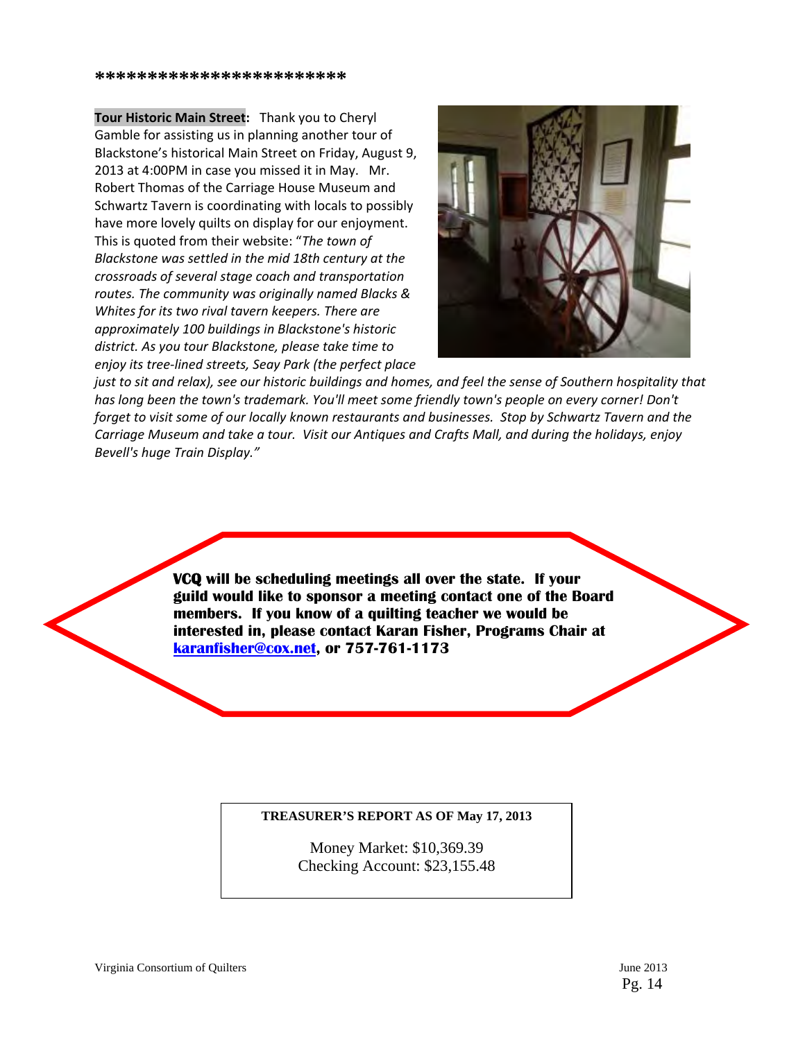***********************

**Tour Historic Main Street:** Thank you to Cheryl Gamble for assisting us in planning another tour of Blackstone's historical Main Street on Friday, August 9, 2013 at 4:00PM in case you missed it in May. Mr. Robert Thomas of the Carriage House Museum and Schwartz Tavern is coordinating with locals to possibly have more lovely quilts on display for our enjoyment. This is quoted from their website: "*The town of Blackstone was settled in the mid 18th century at the crossroads of several stage coach and transportation routes. The community was originally named Blacks & Whites for its two rival tavern keepers. There are approximately 100 buildings in Blackstone's historic district. As you tour Blackstone, please take time to enjoy its tree-lined streets, Seay Park (the perfect place just to sit and relax), see our historic buildings and homes, and feel the sense of Southern hospitality that has long been the town's trademark. You'll meet some friendly town's people on every corner! Don't forget to visit some of our locally known restaurants and businesses. Stop by Schwartz Tavern and the Carriage Museum and take a tour. Visit our Antiques and Crafts Mall, and during the holidays, enjoy Bevell's huge Train Display.*"

**VCQ will be scheduling meetings all over the state. If your guild would like to sponsor a meeting contact one of the Board members. If you know of a quilting teacher we would be interested in, please contact Karan Fisher, Programs Chair at karanfisher@cox.net, or 757-761-1173**

**TREASURER'S REPORT AS OF May 17, 2013**

Money Market: $10,369.39
Checking Account: $23,155.48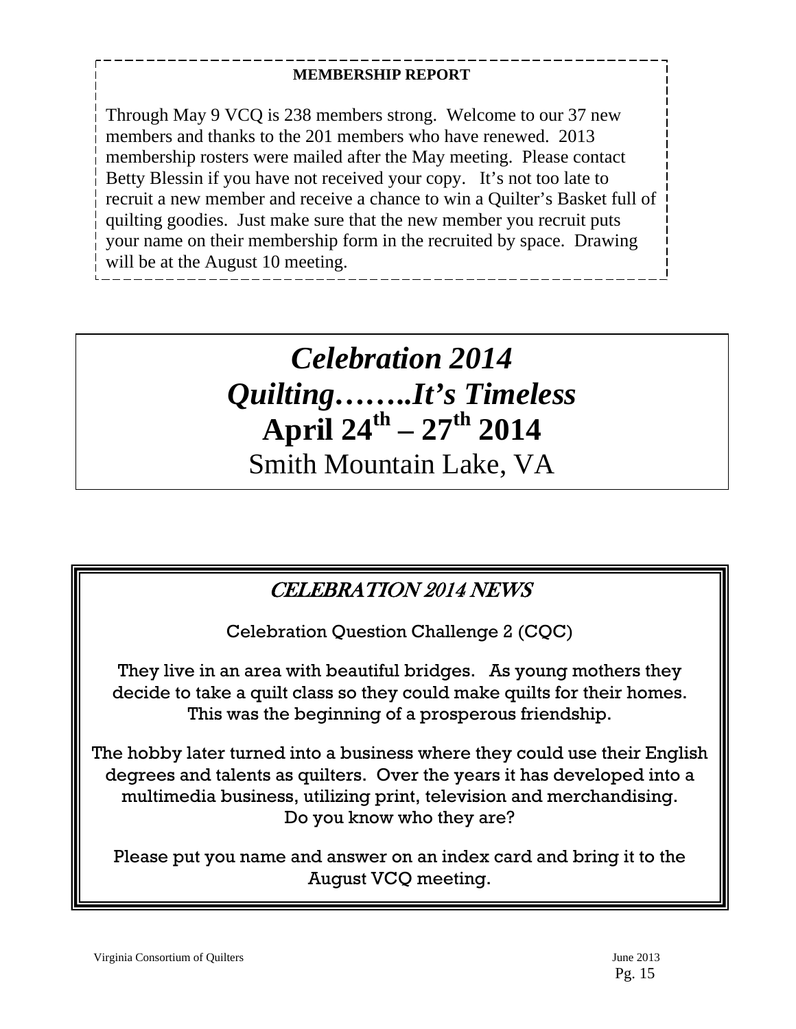**MEMBERSHIP REPORT**

Through May 9 VCQ is 238 members strong. Welcome to our 37 new members and thanks to the 201 members who have renewed. 2013 membership rosters were mailed after the May meeting. Please contact Betty Blessin if you have not received your copy. It's not too late to recruit a new member and receive a chance to win a Quilter's Basket full of quilting goodies. Just make sure that the new member you recruit puts your name on their membership form in the recruited by space. Drawing will be at the August 10 meeting.

# *Celebration 2014*
# *Quilting……..It's Timeless*
# **April 24th – 27th 2014**
## Smith Mountain Lake, VA

## *CELEBRATION 2014 NEWS*

Celebration Question Challenge 2 (CQC)

They live in an area with beautiful bridges. As young mothers they decide to take a quilt class so they could make quilts for their homes. This was the beginning of a prosperous friendship.

The hobby later turned into a business where they could use their English degrees and talents as quilters. Over the years it has developed into a multimedia business, utilizing print, television and merchandising. Do you know who they are?

Please put you name and answer on an index card and bring it to the August VCQ meeting.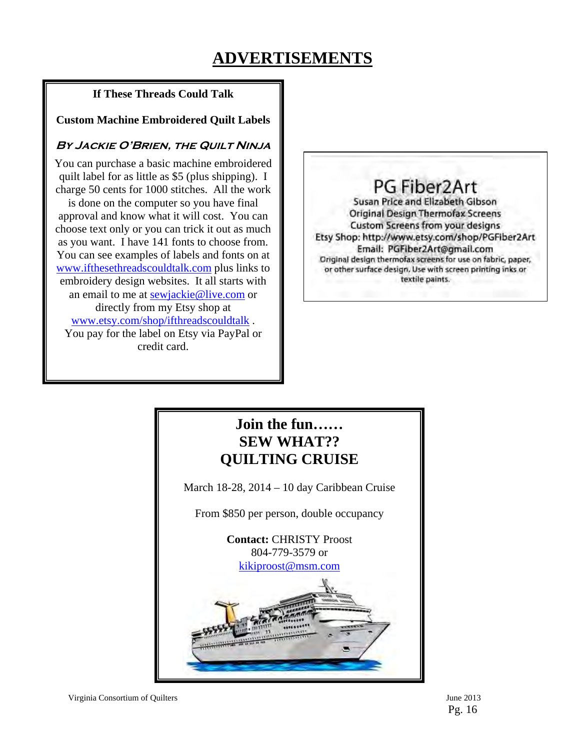# ADVERTISEMENTS

**If These Threads Could Talk**

**Custom Machine Embroidered Quilt Labels**

***By Jackie O'Brien, the Quilt Ninja***

You can purchase a basic machine embroidered quilt label for as little as $5 (plus shipping). I charge 50 cents for 1000 stitches. All the work is done on the computer so you have final approval and know what it will cost. You can choose text only or you can trick it out as much as you want. I have 141 fonts to choose from. You can see examples of labels and fonts on at www.ifthesethreadscouldtalk.com plus links to embroidery design websites. It all starts with an email to me at sewjackie@live.com or directly from my Etsy shop at www.etsy.com/shop/ifthreadscouldtalk . You pay for the label on Etsy via PayPal or credit card.

---

## PG Fiber2Art

Susan Price and Elizabeth Gibson
Original Design Thermofax Screens
Custom Screens from your designs
Etsy Shop: http://www.etsy.com/shop/PGFiber2Art
Email: PGFiber2Art@gmail.com

Original design thermofax screens for use on fabric, paper, or other surface design. Use with screen printing inks or textile paints.

---

## Join the fun……
## SEW WHAT??
## QUILTING CRUISE

March 18-28, 2014 – 10 day Caribbean Cruise

From $850 per person, double occupancy

**Contact:** CHRISTY Proost
804-779-3579 or
kikiproost@msm.com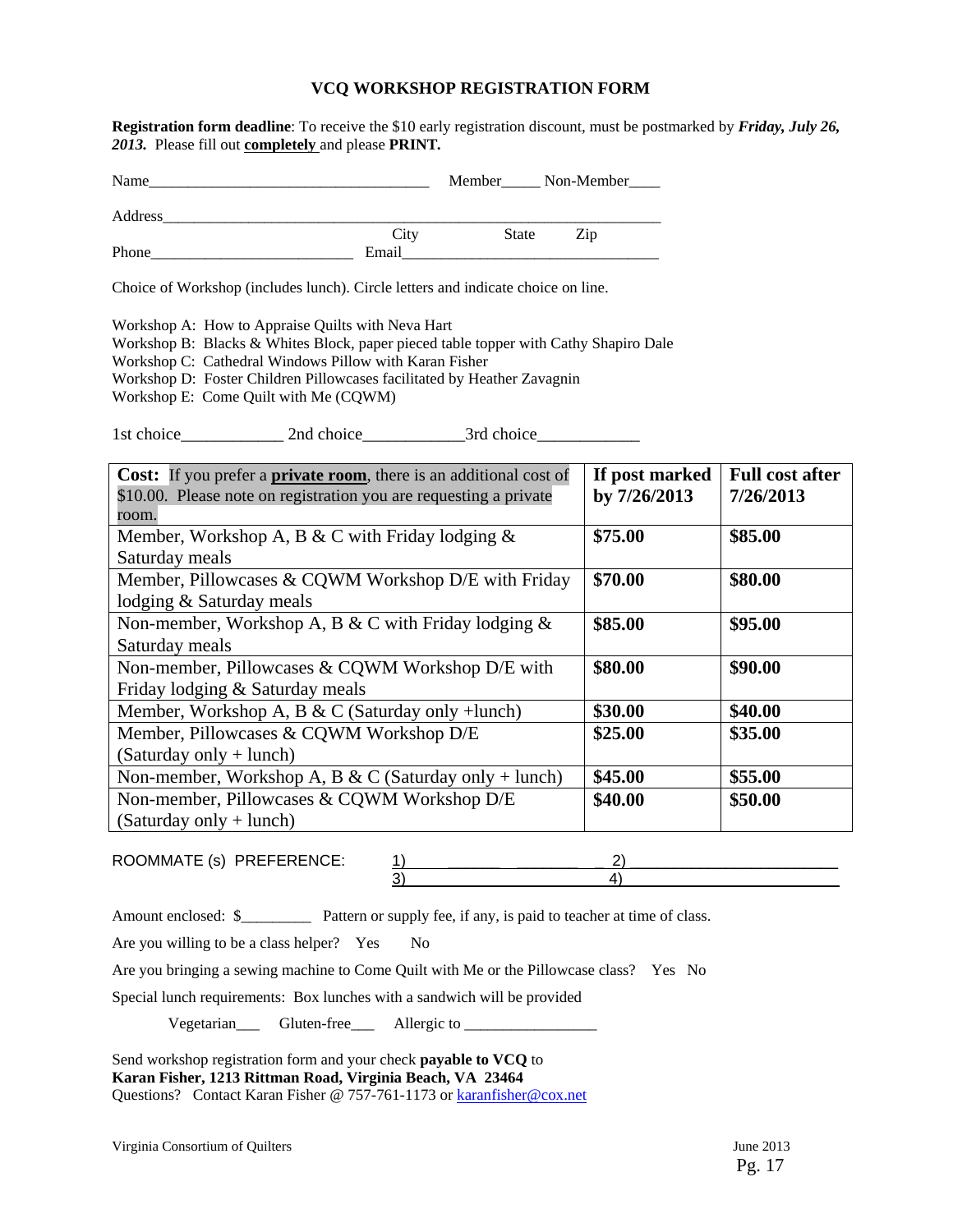# VCQ WORKSHOP REGISTRATION FORM

**Registration form deadline**: To receive the $10 early registration discount, must be postmarked by ***Friday, July 26, 2013.*** Please fill out **completely** and please **PRINT.**

Name\_\_\_\_\_\_\_\_\_\_\_\_\_\_\_\_\_\_\_\_\_\_\_\_\_\_\_\_\_\_\_\_\_\_\_\_ Member\_\_\_\_\_ Non-Member\_\_\_\_

Address\_\_\_\_\_\_\_\_\_\_\_\_\_\_\_\_\_\_\_\_\_\_\_\_\_\_\_\_\_\_\_\_\_\_\_\_\_\_\_\_\_\_\_\_\_\_\_\_\_\_\_\_\_\_\_\_\_\_\_\_\_\_\_\_
City State Zip

Phone\_\_\_\_\_\_\_\_\_\_\_\_\_\_\_\_\_\_\_\_\_\_\_\_\_\_ Email\_\_\_\_\_\_\_\_\_\_\_\_\_\_\_\_\_\_\_\_\_\_\_\_\_\_\_\_\_\_\_\_\_\_\_

Choice of Workshop (includes lunch). Circle letters and indicate choice on line.

Workshop A: How to Appraise Quilts with Neva Hart
Workshop B: Blacks & Whites Block, paper pieced table topper with Cathy Shapiro Dale
Workshop C: Cathedral Windows Pillow with Karan Fisher
Workshop D: Foster Children Pillowcases facilitated by Heather Zavagnin
Workshop E: Come Quilt with Me (CQWM)

1st choice\_\_\_\_\_\_\_\_\_\_\_\_\_ 2nd choice\_\_\_\_\_\_\_\_\_\_\_\_\_3rd choice\_\_\_\_\_\_\_\_\_\_\_\_\_

| **Cost:** If you prefer a **private room**, there is an additional cost of $10.00. Please note on registration you are requesting a private room. | **If post marked by 7/26/2013** | **Full cost after 7/26/2013** |
|---|---|---|
| Member, Workshop A, B & C with Friday lodging & Saturday meals | **$75.00** | **$85.00** |
| Member, Pillowcases & CQWM Workshop D/E with Friday lodging & Saturday meals | **$70.00** | **$80.00** |
| Non-member, Workshop A, B & C with Friday lodging & Saturday meals | **$85.00** | **$95.00** |
| Non-member, Pillowcases & CQWM Workshop D/E with Friday lodging & Saturday meals | **$80.00** | **$90.00** |
| Member, Workshop A, B & C (Saturday only +lunch) | **$30.00** | **$40.00** |
| Member, Pillowcases & CQWM Workshop D/E (Saturday only + lunch) | **$25.00** | **$35.00** |
| Non-member, Workshop A, B & C (Saturday only + lunch) | **$45.00** | **$55.00** |
| Non-member, Pillowcases & CQWM Workshop D/E (Saturday only + lunch) | **$40.00** | **$50.00** |

ROOMMATE (s) PREFERENCE: 1)\_\_\_\_\_\_\_\_\_\_\_\_\_\_\_\_\_\_\_\_\_\_\_ 2)\_\_\_\_\_\_\_\_\_\_\_\_\_\_\_\_\_\_\_\_\_\_\_
3)\_\_\_\_\_\_\_\_\_\_\_\_\_\_\_\_\_\_\_\_\_\_\_ 4)\_\_\_\_\_\_\_\_\_\_\_\_\_\_\_\_\_\_\_\_\_\_\_

Amount enclosed: $\_\_\_\_\_\_\_\_\_ Pattern or supply fee, if any, is paid to teacher at time of class.

Are you willing to be a class helper? Yes No

Are you bringing a sewing machine to Come Quilt with Me or the Pillowcase class? Yes No

Special lunch requirements: Box lunches with a sandwich will be provided

Vegetarian\_\_\_ Gluten-free\_\_\_ Allergic to \_\_\_\_\_\_\_\_\_\_\_\_\_\_\_\_\_

Send workshop registration form and your check **payable to VCQ** to
**Karan Fisher, 1213 Rittman Road, Virginia Beach, VA 23464**
Questions? Contact Karan Fisher @ 757-761-1173 or karanfisher@cox.net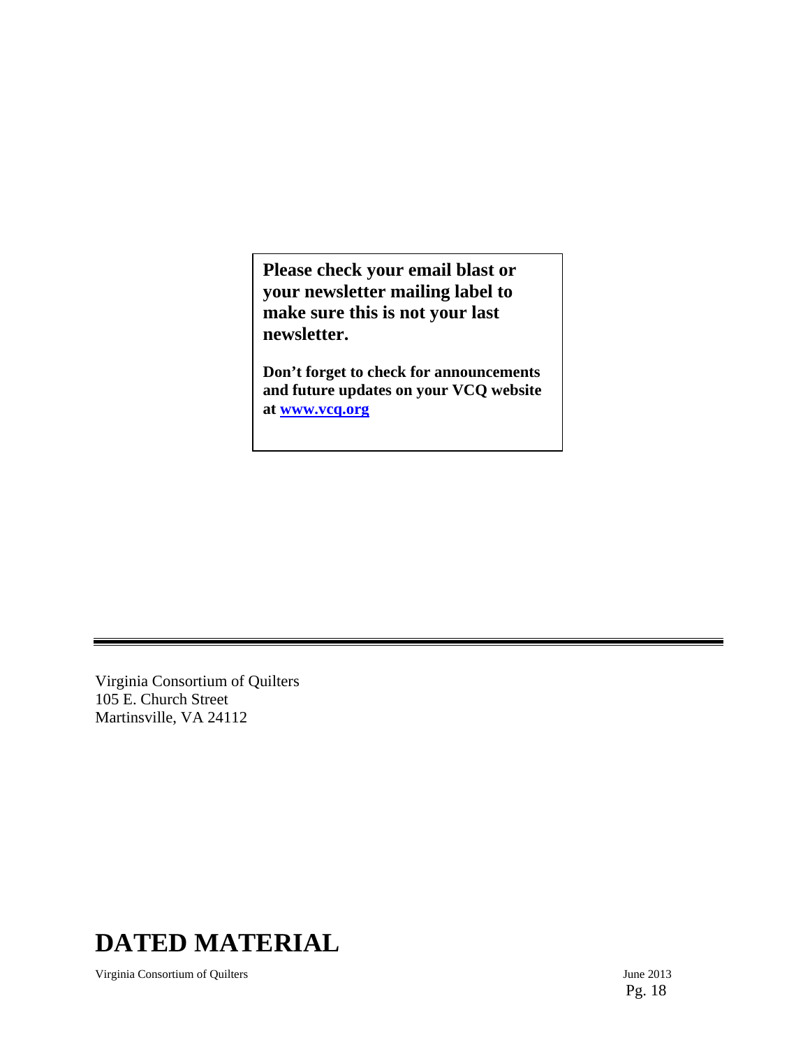**Please check your email blast or your newsletter mailing label to make sure this is not your last newsletter.**

**Don't forget to check for announcements and future updates on your VCQ website at [www.vcq.org](http://www.vcq.org)**

---

Virginia Consortium of Quilters
105 E. Church Street
Martinsville, VA 24112

# DATED MATERIAL